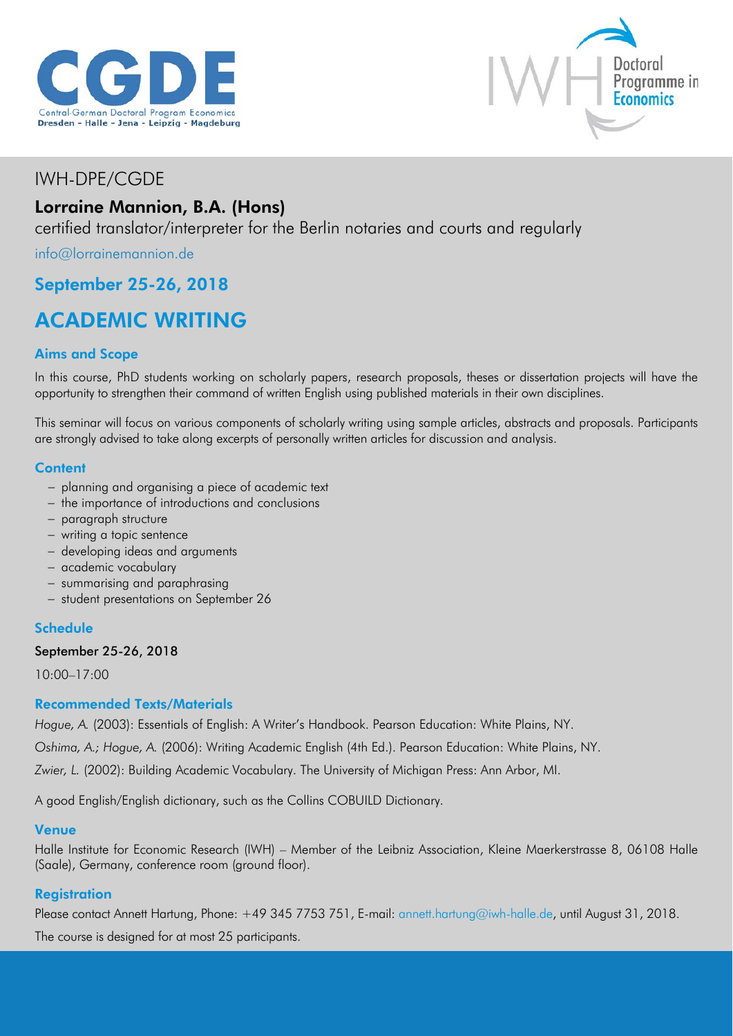CGDE
Central-German Doctoral Program Economics
Dresden - Halle - Jena - Leipzig - Magdeburg

IWH Doctoral Programme in Economics

IWH-DPE/CGDE

**Lorraine Mannion, B.A. (Hons)**

certified translator/interpreter for the Berlin notaries and courts and regularly

info@lorrainemannion.de

## September 25-26, 2018

# ACADEMIC WRITING

### Aims and Scope

In this course, PhD students working on scholarly papers, research proposals, theses or dissertation projects will have the opportunity to strengthen their command of written English using published materials in their own disciplines.

This seminar will focus on various components of scholarly writing using sample articles, abstracts and proposals. Participants are strongly advised to take along excerpts of personally written articles for discussion and analysis.

### Content

- planning and organising a piece of academic text
- the importance of introductions and conclusions
- paragraph structure
- writing a topic sentence
- developing ideas and arguments
- academic vocabulary
- summarising and paraphrasing
- student presentations on September 26

### Schedule

**September 25-26, 2018**

10:00–17:00

### Recommended Texts/Materials

*Hogue, A.* (2003): Essentials of English: A Writer's Handbook. Pearson Education: White Plains, NY.

*Oshima, A.; Hogue, A.* (2006): Writing Academic English (4th Ed.). Pearson Education: White Plains, NY.

*Zwier, L.* (2002): Building Academic Vocabulary. The University of Michigan Press: Ann Arbor, MI.

A good English/English dictionary, such as the Collins COBUILD Dictionary.

### Venue

Halle Institute for Economic Research (IWH) – Member of the Leibniz Association, Kleine Maerkerstrasse 8, 06108 Halle (Saale), Germany, conference room (ground floor).

### Registration

Please contact Annett Hartung, Phone: +49 345 7753 751, E-mail: annett.hartung@iwh-halle.de, until August 31, 2018.

The course is designed for at most 25 participants.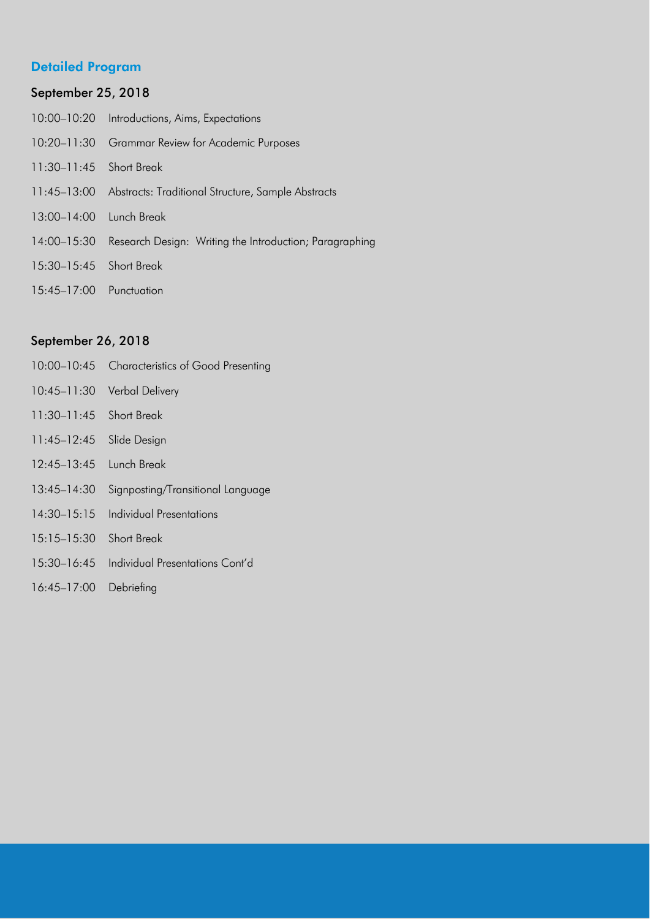## Detailed Program

### September 25, 2018

| | |
|---|---|
| 10:00–10:20 | Introductions, Aims, Expectations |
| 10:20–11:30 | Grammar Review for Academic Purposes |
| 11:30–11:45 | Short Break |
| 11:45–13:00 | Abstracts: Traditional Structure, Sample Abstracts |
| 13:00–14:00 | Lunch Break |
| 14:00–15:30 | Research Design: Writing the Introduction; Paragraphing |
| 15:30–15:45 | Short Break |
| 15:45–17:00 | Punctuation |

### September 26, 2018

| | |
|---|---|
| 10:00–10:45 | Characteristics of Good Presenting |
| 10:45–11:30 | Verbal Delivery |
| 11:30–11:45 | Short Break |
| 11:45–12:45 | Slide Design |
| 12:45–13:45 | Lunch Break |
| 13:45–14:30 | Signposting/Transitional Language |
| 14:30–15:15 | Individual Presentations |
| 15:15–15:30 | Short Break |
| 15:30–16:45 | Individual Presentations Cont'd |
| 16:45–17:00 | Debriefing |